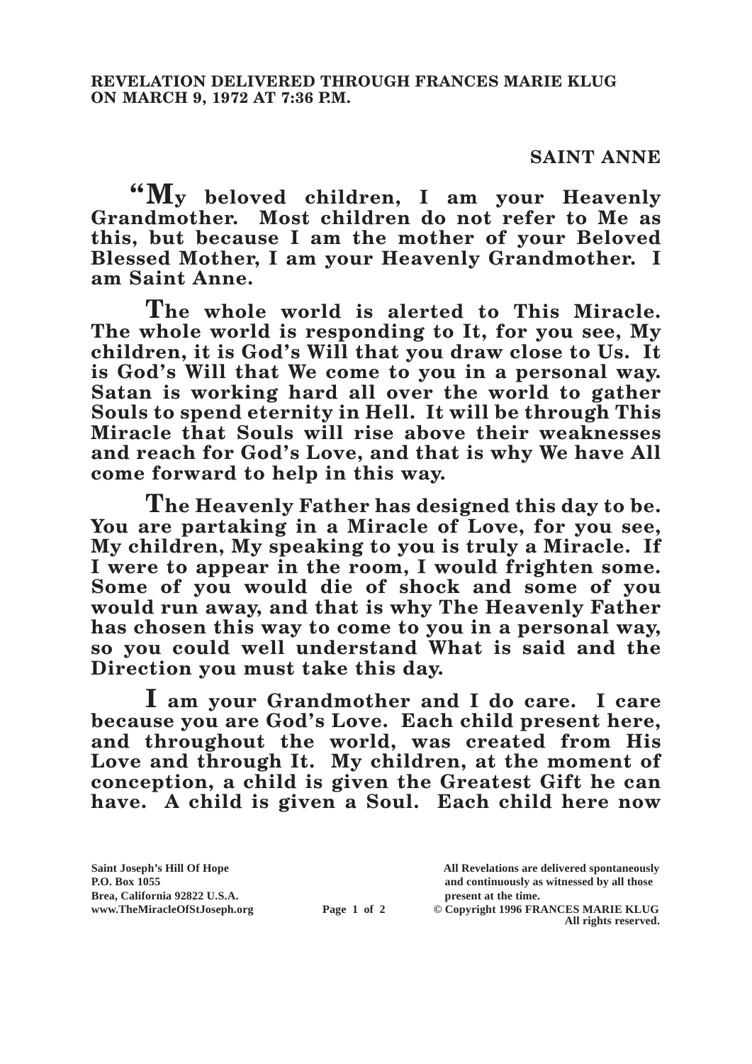**REVELATION DELIVERED THROUGH FRANCES MARIE KLUG ON MARCH 9, 1972 AT 7:36 P.M.**

**SAINT ANNE**

**"My beloved children, I am your Heavenly Grandmother. Most children do not refer to Me as this, but because I am the mother of your Beloved Blessed Mother, I am your Heavenly Grandmother. I am Saint Anne.**

**The whole world is alerted to This Miracle. The whole world is responding to It, for you see, My children, it is God's Will that you draw close to Us. It is God's Will that We come to you in a personal way. Satan is working hard all over the world to gather Souls to spend eternity in Hell. It will be through This Miracle that Souls will rise above their weaknesses and reach for God's Love, and that is why We have All come forward to help in this way.**

**The Heavenly Father has designed this day to be. You are partaking in a Miracle of Love, for you see, My children, My speaking to you is truly a Miracle. If I were to appear in the room, I would frighten some. Some of you would die of shock and some of you would run away, and that is why The Heavenly Father has chosen this way to come to you in a personal way, so you could well understand What is said and the Direction you must take this day.**

**I am your Grandmother and I do care. I care because you are God's Love. Each child present here, and throughout the world, was created from His Love and through It. My children, at the moment of conception, a child is given the Greatest Gift he can have. A child is given a Soul. Each child here now**

Saint Joseph's Hill Of Hope
P.O. Box 1055
Brea, California 92822 U.S.A.
www.TheMiracleOfStJoseph.org

All Revelations are delivered spontaneously and continuously as witnessed by all those present at the time.
© Copyright 1996 FRANCES MARIE KLUG
All rights reserved.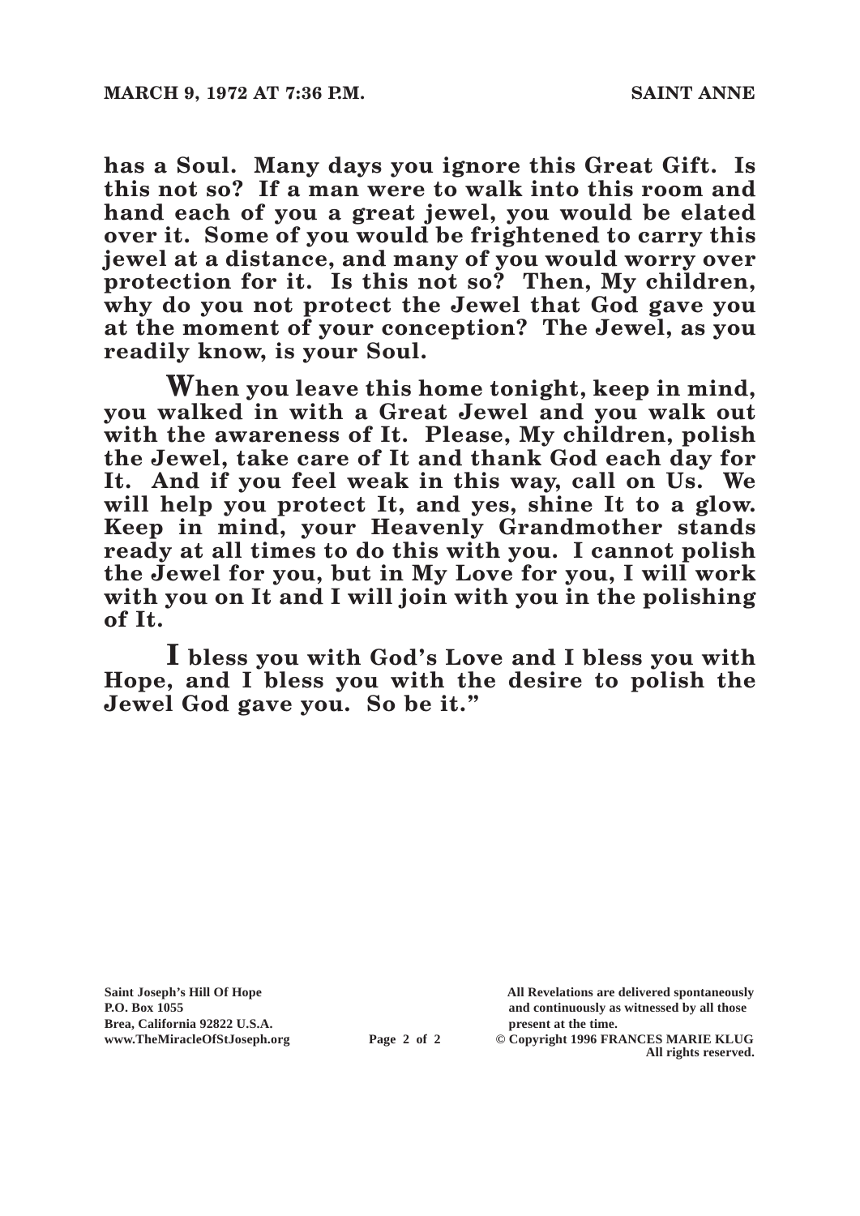**has a Soul. Many days you ignore this Great Gift. Is this not so? If a man were to walk into this room and hand each of you a great jewel, you would be elated over it. Some of you would be frightened to carry this jewel at a distance, and many of you would worry over protection for it. Is this not so? Then, My children, why do you not protect the Jewel that God gave you at the moment of your conception? The Jewel, as you readily know, is your Soul.**

**When you leave this home tonight, keep in mind, you walked in with a Great Jewel and you walk out with the awareness of It. Please, My children, polish the Jewel, take care of It and thank God each day for It. And if you feel weak in this way, call on Us. We will help you protect It, and yes, shine It to a glow. Keep in mind, your Heavenly Grandmother stands ready at all times to do this with you. I cannot polish the Jewel for you, but in My Love for you, I will work with you on It and I will join with you in the polishing of It.**

**I bless you with God's Love and I bless you with Hope, and I bless you with the desire to polish the Jewel God gave you. So be it."**

**Saint Joseph's Hill Of Hope**
**P.O. Box 1055**
**Brea, California 92822 U.S.A.**
**www.TheMiracleOfStJoseph.org**

**All Revelations are delivered spontaneously and continuously as witnessed by all those present at the time.**
**© Copyright 1996 FRANCES MARIE KLUG**
**All rights reserved.**